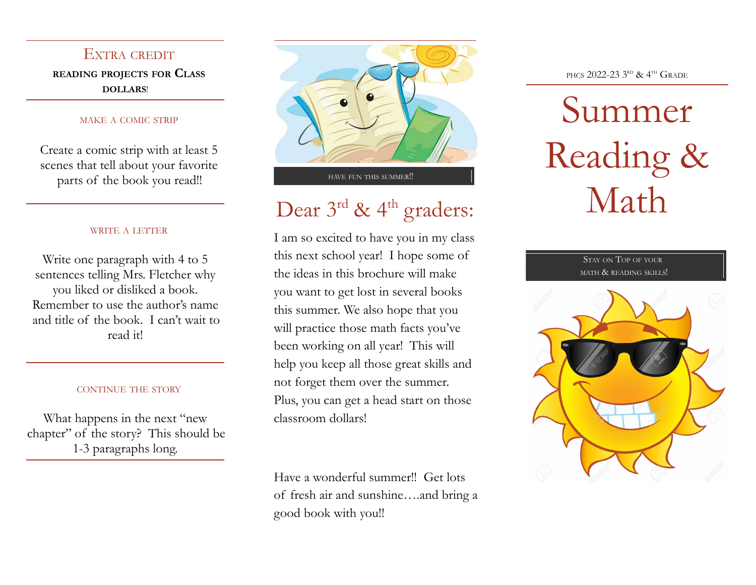# Extra credit

**reading projects for Class dollars!**

### MAKE A COMIC STRIP

Create a comic strip with at least 5 scenes that tell about your favorite parts of the book you read!!

### WRITE A LETTER

Write one paragraph with 4 to 5 sentences telling Mrs. Fletcher why you liked or disliked a book. Remember to use the author's name and title of the book. I can't wait to read it!

### CONTINUE THE STORY

What happens in the next "new chapter" of the story? This should be 1-3 paragraphs long.

HAVE FUN THIS SUMMER!!

## Dear 3rd & 4th graders:

I am so excited to have you in my class this next school year! I hope some of the ideas in this brochure will make you want to get lost in several books this summer. We also hope that you will practice those math facts you've been working on all year! This will help you keep all those great skills and not forget them over the summer. Plus, you can get a head start on those classroom dollars!

Have a wonderful summer!! Get lots of fresh air and sunshine….and bring a good book with you!!

PHCS 2022-23 3rd & 4th Grade

# Summer Reading & Math

Stay on Top of your math & reading skills!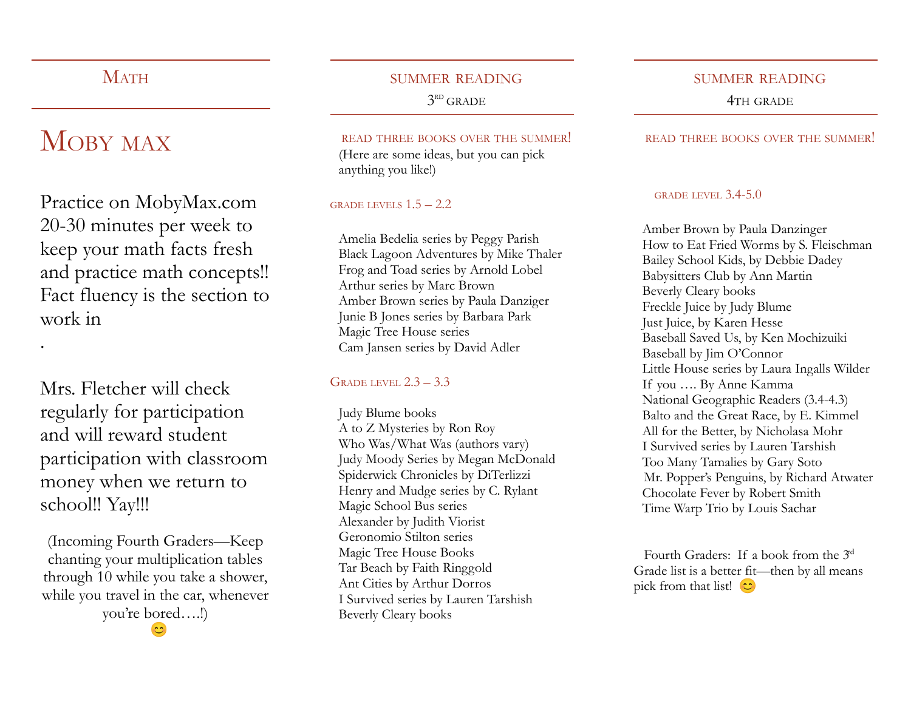## Math

# Moby Max

Practice on MobyMax.com 20-30 minutes per week to keep your math facts fresh and practice math concepts!! Fact fluency is the section to work in

.

Mrs. Fletcher will check regularly for participation and will reward student participation with classroom money when we return to school!! Yay!!!

(Incoming Fourth Graders—Keep chanting your multiplication tables through 10 while you take a shower, while you travel in the car, whenever you're bored….!) 😊

## Summer Reading

### 3rd Grade

READ THREE BOOKS OVER THE SUMMER!

(Here are some ideas, but you can pick anything you like!)

#### Grade levels 1.5 – 2.2

Amelia Bedelia series by Peggy Parish
Black Lagoon Adventures by Mike Thaler
Frog and Toad series by Arnold Lobel
Arthur series by Marc Brown
Amber Brown series by Paula Danziger
Junie B Jones series by Barbara Park
Magic Tree House series
Cam Jansen series by David Adler

#### Grade level 2.3 – 3.3

Judy Blume books
A to Z Mysteries by Ron Roy
Who Was/What Was (authors vary)
Judy Moody Series by Megan McDonald
Spiderwick Chronicles by DiTerlizzi
Henry and Mudge series by C. Rylant
Magic School Bus series
Alexander by Judith Viorist
Geronomio Stilton series
Magic Tree House Books
Tar Beach by Faith Ringgold
Ant Cities by Arthur Dorros
I Survived series by Lauren Tarshish
Beverly Cleary books

## Summer Reading

### 4th Grade

READ THREE BOOKS OVER THE SUMMER!

#### Grade level 3.4-5.0

Amber Brown by Paula Danzinger
How to Eat Fried Worms by S. Fleischman
Bailey School Kids, by Debbie Dadey
Babysitters Club by Ann Martin
Beverly Cleary books
Freckle Juice by Judy Blume
Just Juice, by Karen Hesse
Baseball Saved Us, by Ken Mochizuiki
Baseball by Jim O'Connor
Little House series by Laura Ingalls Wilder
If you …. By Anne Kamma
National Geographic Readers (3.4-4.3)
Balto and the Great Race, by E. Kimmel
All for the Better, by Nicholasa Mohr
I Survived series by Lauren Tarshish
Too Many Tamalies by Gary Soto
Mr. Popper's Penguins, by Richard Atwater
Chocolate Fever by Robert Smith
Time Warp Trio by Louis Sachar

Fourth Graders: If a book from the 3rd Grade list is a better fit—then by all means pick from that list! 😊